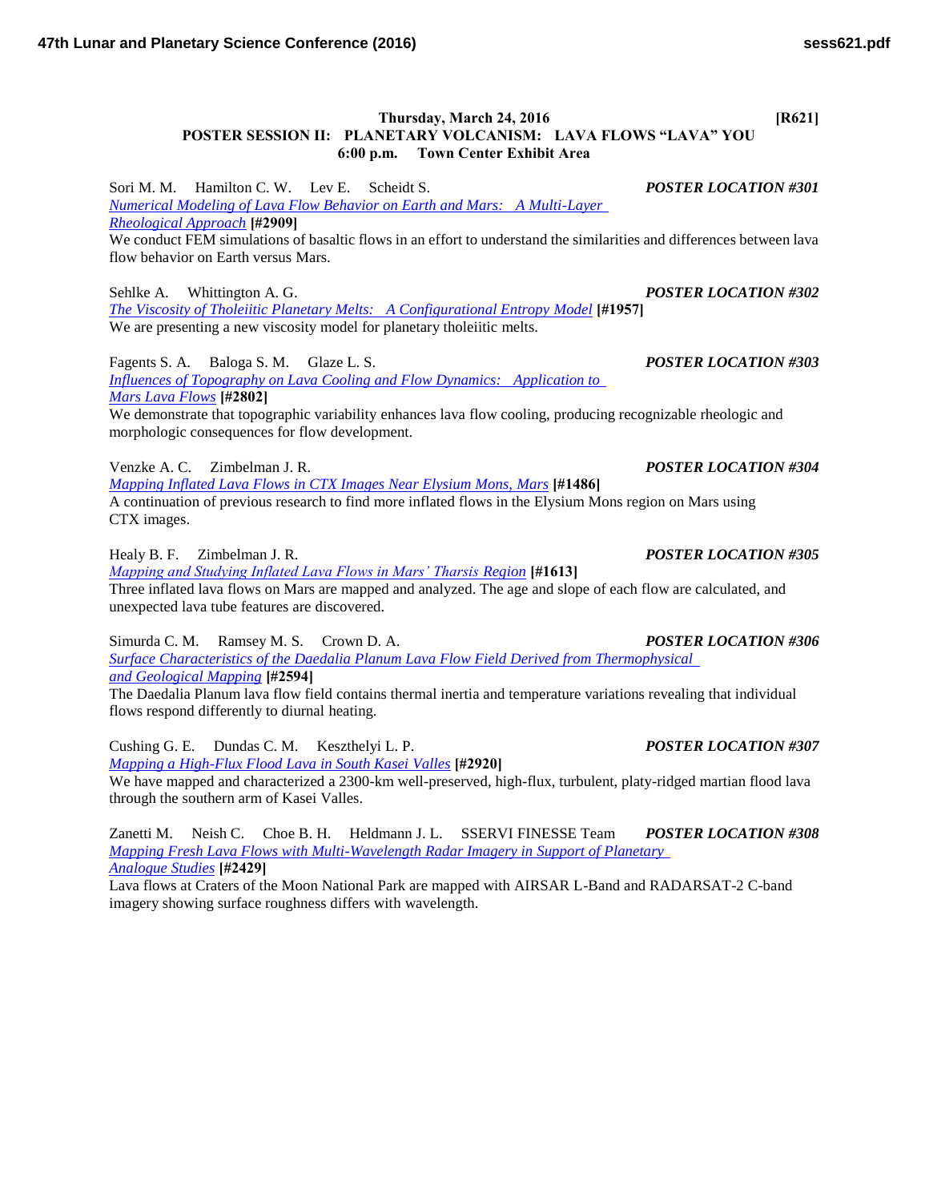**Thursday, March 24, 2016** **[R621]**

## POSTER SESSION II: PLANETARY VOLCANISM: LAVA FLOWS "LAVA" YOU

**6:00 p.m. Town Center Exhibit Area**

Sori M. M. Hamilton C. W. Lev E. Scheidt S. ***POSTER LOCATION #301***

*Numerical Modeling of Lava Flow Behavior on Earth and Mars: A Multi-Layer Rheological Approach* **[#2909]**

We conduct FEM simulations of basaltic flows in an effort to understand the similarities and differences between lava flow behavior on Earth versus Mars.

Sehlke A. Whittington A. G. ***POSTER LOCATION #302***

*The Viscosity of Tholeiitic Planetary Melts: A Configurational Entropy Model* **[#1957]**

We are presenting a new viscosity model for planetary tholeiitic melts.

Fagents S. A. Baloga S. M. Glaze L. S. ***POSTER LOCATION #303***

*Influences of Topography on Lava Cooling and Flow Dynamics: Application to Mars Lava Flows* **[#2802]**

We demonstrate that topographic variability enhances lava flow cooling, producing recognizable rheologic and morphologic consequences for flow development.

Venzke A. C. Zimbelman J. R. ***POSTER LOCATION #304***

*Mapping Inflated Lava Flows in CTX Images Near Elysium Mons, Mars* **[#1486]**

A continuation of previous research to find more inflated flows in the Elysium Mons region on Mars using CTX images.

Healy B. F. Zimbelman J. R. ***POSTER LOCATION #305***

*Mapping and Studying Inflated Lava Flows in Mars' Tharsis Region* **[#1613]**

Three inflated lava flows on Mars are mapped and analyzed. The age and slope of each flow are calculated, and unexpected lava tube features are discovered.

Simurda C. M. Ramsey M. S. Crown D. A. ***POSTER LOCATION #306***

*Surface Characteristics of the Daedalia Planum Lava Flow Field Derived from Thermophysical and Geological Mapping* **[#2594]**

The Daedalia Planum lava flow field contains thermal inertia and temperature variations revealing that individual flows respond differently to diurnal heating.

Cushing G. E. Dundas C. M. Keszthelyi L. P. ***POSTER LOCATION #307***

*Mapping a High-Flux Flood Lava in South Kasei Valles* **[#2920]**

We have mapped and characterized a 2300-km well-preserved, high-flux, turbulent, platy-ridged martian flood lava through the southern arm of Kasei Valles.

Zanetti M. Neish C. Choe B. H. Heldmann J. L. SSERVI FINESSE Team ***POSTER LOCATION #308***

*Mapping Fresh Lava Flows with Multi-Wavelength Radar Imagery in Support of Planetary Analogue Studies* **[#2429]**

Lava flows at Craters of the Moon National Park are mapped with AIRSAR L-Band and RADARSAT-2 C-band imagery showing surface roughness differs with wavelength.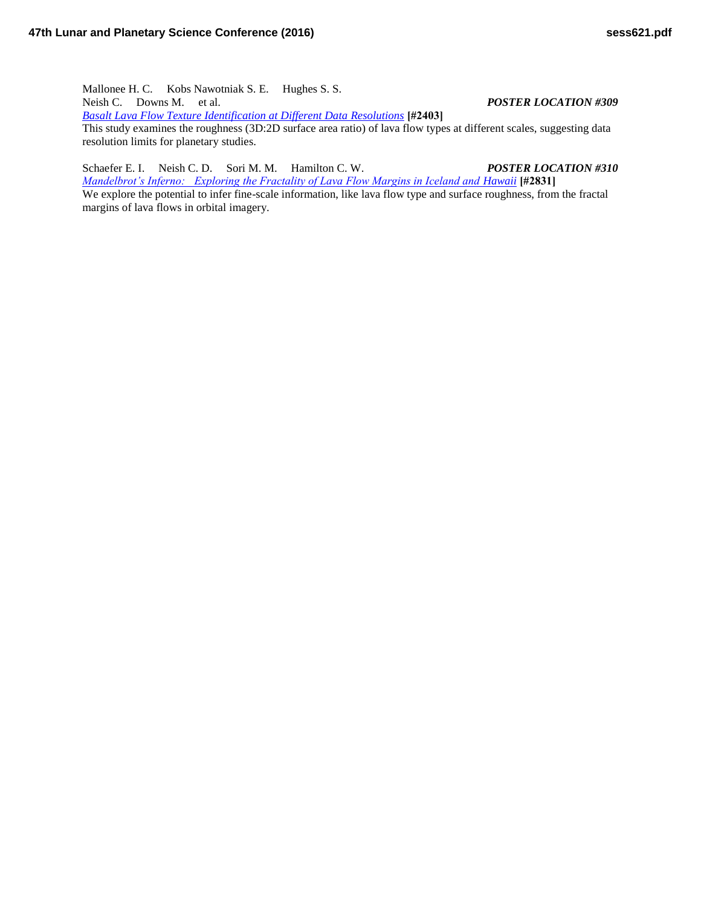Mallonee H. C.  Kobs Nawotniak S. E.  Hughes S. S.
Neish C.  Downs M.  et al. ***POSTER LOCATION #309***

*Basalt Lava Flow Texture Identification at Different Data Resolutions* **[#2403]**

This study examines the roughness (3D:2D surface area ratio) of lava flow types at different scales, suggesting data resolution limits for planetary studies.

Schaefer E. I.  Neish C. D.  Sori M. M.  Hamilton C. W. ***POSTER LOCATION #310***

*Mandelbrot's Inferno: Exploring the Fractality of Lava Flow Margins in Iceland and Hawaii* **[#2831]**

We explore the potential to infer fine-scale information, like lava flow type and surface roughness, from the fractal margins of lava flows in orbital imagery.